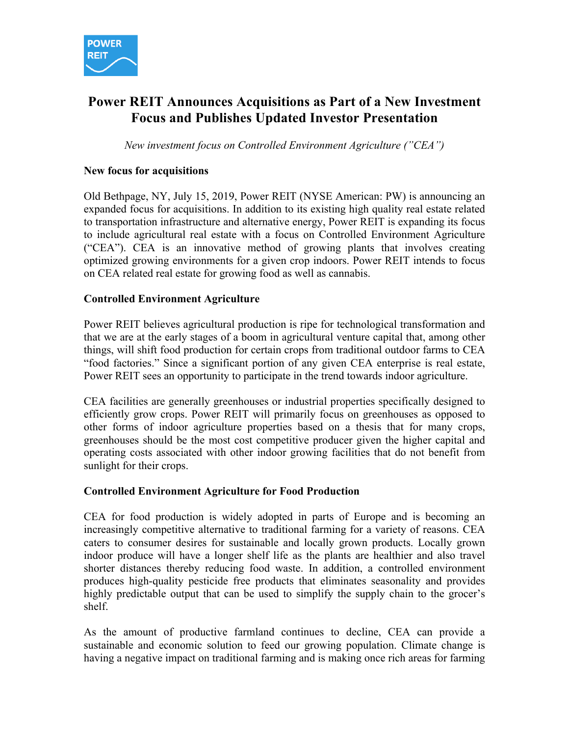# Power REIT Announces Acquisitions as Part of a New Investment Focus and Publishes Updated Investor Presentation

*New investment focus on Controlled Environment Agriculture ("CEA")*

**New focus for acquisitions**

Old Bethpage, NY, July 15, 2019, Power REIT (NYSE American: PW) is announcing an expanded focus for acquisitions. In addition to its existing high quality real estate related to transportation infrastructure and alternative energy, Power REIT is expanding its focus to include agricultural real estate with a focus on Controlled Environment Agriculture ("CEA"). CEA is an innovative method of growing plants that involves creating optimized growing environments for a given crop indoors. Power REIT intends to focus on CEA related real estate for growing food as well as cannabis.

**Controlled Environment Agriculture**

Power REIT believes agricultural production is ripe for technological transformation and that we are at the early stages of a boom in agricultural venture capital that, among other things, will shift food production for certain crops from traditional outdoor farms to CEA "food factories." Since a significant portion of any given CEA enterprise is real estate, Power REIT sees an opportunity to participate in the trend towards indoor agriculture.

CEA facilities are generally greenhouses or industrial properties specifically designed to efficiently grow crops. Power REIT will primarily focus on greenhouses as opposed to other forms of indoor agriculture properties based on a thesis that for many crops, greenhouses should be the most cost competitive producer given the higher capital and operating costs associated with other indoor growing facilities that do not benefit from sunlight for their crops.

**Controlled Environment Agriculture for Food Production**

CEA for food production is widely adopted in parts of Europe and is becoming an increasingly competitive alternative to traditional farming for a variety of reasons. CEA caters to consumer desires for sustainable and locally grown products. Locally grown indoor produce will have a longer shelf life as the plants are healthier and also travel shorter distances thereby reducing food waste. In addition, a controlled environment produces high-quality pesticide free products that eliminates seasonality and provides highly predictable output that can be used to simplify the supply chain to the grocer's shelf.

As the amount of productive farmland continues to decline, CEA can provide a sustainable and economic solution to feed our growing population. Climate change is having a negative impact on traditional farming and is making once rich areas for farming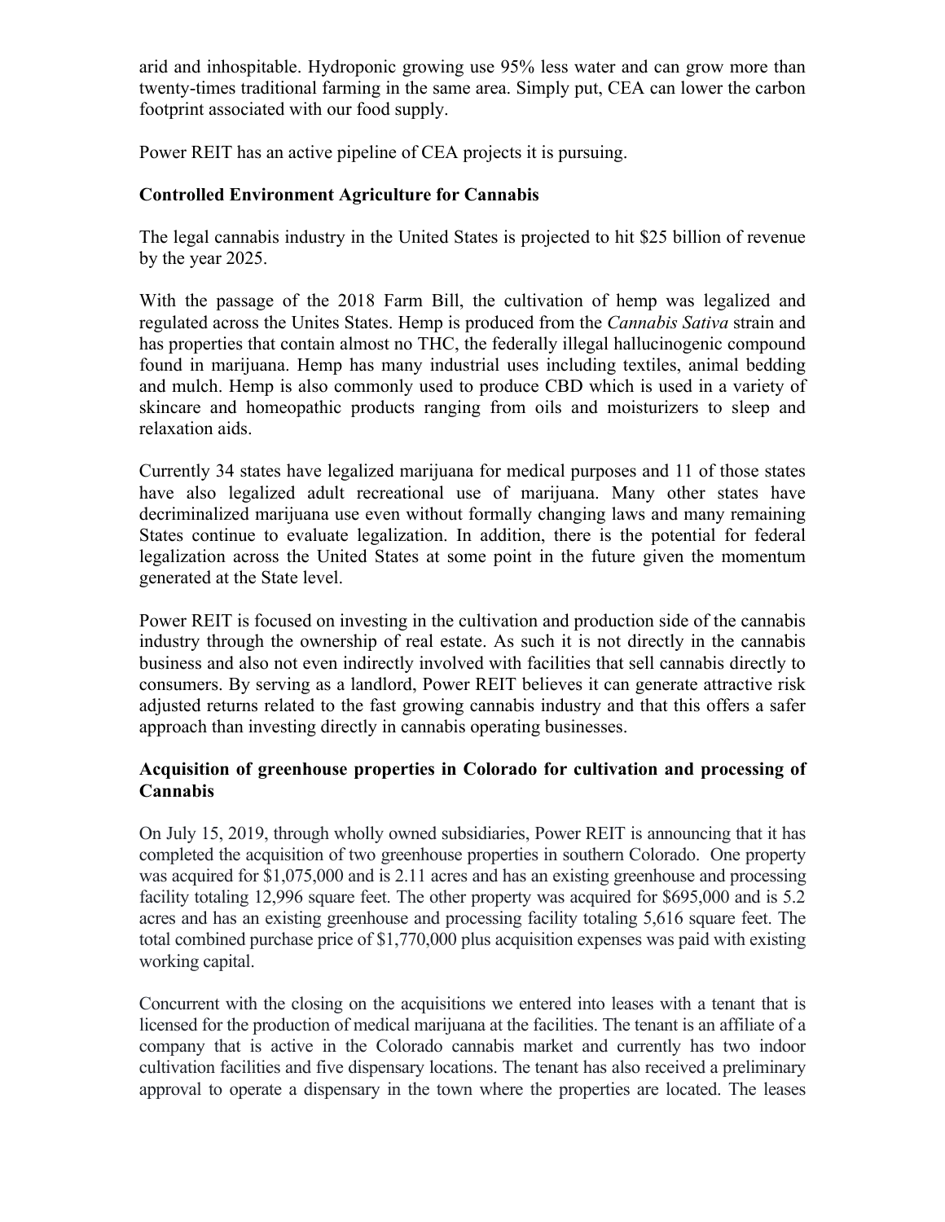arid and inhospitable. Hydroponic growing use 95% less water and can grow more than twenty-times traditional farming in the same area. Simply put, CEA can lower the carbon footprint associated with our food supply.

Power REIT has an active pipeline of CEA projects it is pursuing.

**Controlled Environment Agriculture for Cannabis**

The legal cannabis industry in the United States is projected to hit $25 billion of revenue by the year 2025.

With the passage of the 2018 Farm Bill, the cultivation of hemp was legalized and regulated across the Unites States. Hemp is produced from the *Cannabis Sativa* strain and has properties that contain almost no THC, the federally illegal hallucinogenic compound found in marijuana. Hemp has many industrial uses including textiles, animal bedding and mulch. Hemp is also commonly used to produce CBD which is used in a variety of skincare and homeopathic products ranging from oils and moisturizers to sleep and relaxation aids.

Currently 34 states have legalized marijuana for medical purposes and 11 of those states have also legalized adult recreational use of marijuana. Many other states have decriminalized marijuana use even without formally changing laws and many remaining States continue to evaluate legalization. In addition, there is the potential for federal legalization across the United States at some point in the future given the momentum generated at the State level.

Power REIT is focused on investing in the cultivation and production side of the cannabis industry through the ownership of real estate. As such it is not directly in the cannabis business and also not even indirectly involved with facilities that sell cannabis directly to consumers. By serving as a landlord, Power REIT believes it can generate attractive risk adjusted returns related to the fast growing cannabis industry and that this offers a safer approach than investing directly in cannabis operating businesses.

**Acquisition of greenhouse properties in Colorado for cultivation and processing of Cannabis**

On July 15, 2019, through wholly owned subsidiaries, Power REIT is announcing that it has completed the acquisition of two greenhouse properties in southern Colorado. One property was acquired for $1,075,000 and is 2.11 acres and has an existing greenhouse and processing facility totaling 12,996 square feet. The other property was acquired for $695,000 and is 5.2 acres and has an existing greenhouse and processing facility totaling 5,616 square feet. The total combined purchase price of $1,770,000 plus acquisition expenses was paid with existing working capital.

Concurrent with the closing on the acquisitions we entered into leases with a tenant that is licensed for the production of medical marijuana at the facilities. The tenant is an affiliate of a company that is active in the Colorado cannabis market and currently has two indoor cultivation facilities and five dispensary locations. The tenant has also received a preliminary approval to operate a dispensary in the town where the properties are located. The leases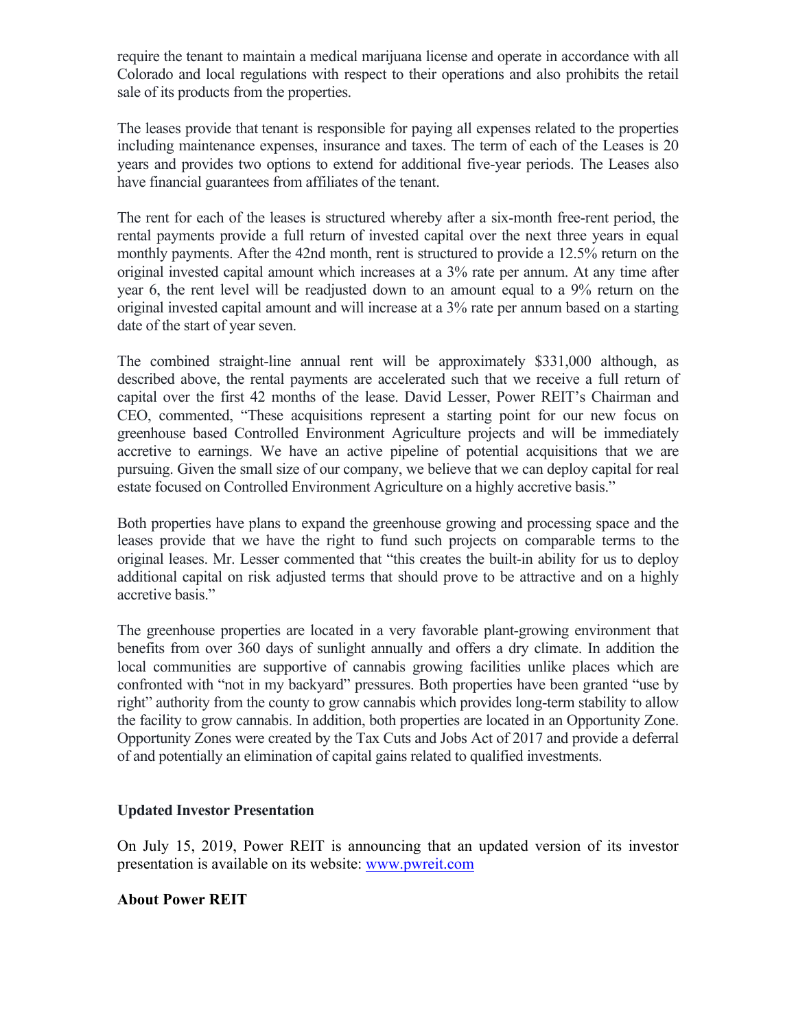require the tenant to maintain a medical marijuana license and operate in accordance with all Colorado and local regulations with respect to their operations and also prohibits the retail sale of its products from the properties.

The leases provide that tenant is responsible for paying all expenses related to the properties including maintenance expenses, insurance and taxes. The term of each of the Leases is 20 years and provides two options to extend for additional five-year periods. The Leases also have financial guarantees from affiliates of the tenant.

The rent for each of the leases is structured whereby after a six-month free-rent period, the rental payments provide a full return of invested capital over the next three years in equal monthly payments. After the 42nd month, rent is structured to provide a 12.5% return on the original invested capital amount which increases at a 3% rate per annum. At any time after year 6, the rent level will be readjusted down to an amount equal to a 9% return on the original invested capital amount and will increase at a 3% rate per annum based on a starting date of the start of year seven.

The combined straight-line annual rent will be approximately $331,000 although, as described above, the rental payments are accelerated such that we receive a full return of capital over the first 42 months of the lease. David Lesser, Power REIT's Chairman and CEO, commented, "These acquisitions represent a starting point for our new focus on greenhouse based Controlled Environment Agriculture projects and will be immediately accretive to earnings. We have an active pipeline of potential acquisitions that we are pursuing. Given the small size of our company, we believe that we can deploy capital for real estate focused on Controlled Environment Agriculture on a highly accretive basis."

Both properties have plans to expand the greenhouse growing and processing space and the leases provide that we have the right to fund such projects on comparable terms to the original leases. Mr. Lesser commented that "this creates the built-in ability for us to deploy additional capital on risk adjusted terms that should prove to be attractive and on a highly accretive basis."

The greenhouse properties are located in a very favorable plant-growing environment that benefits from over 360 days of sunlight annually and offers a dry climate. In addition the local communities are supportive of cannabis growing facilities unlike places which are confronted with "not in my backyard" pressures. Both properties have been granted "use by right" authority from the county to grow cannabis which provides long-term stability to allow the facility to grow cannabis. In addition, both properties are located in an Opportunity Zone. Opportunity Zones were created by the Tax Cuts and Jobs Act of 2017 and provide a deferral of and potentially an elimination of capital gains related to qualified investments.

**Updated Investor Presentation**

On July 15, 2019, Power REIT is announcing that an updated version of its investor presentation is available on its website: www.pwreit.com

**About Power REIT**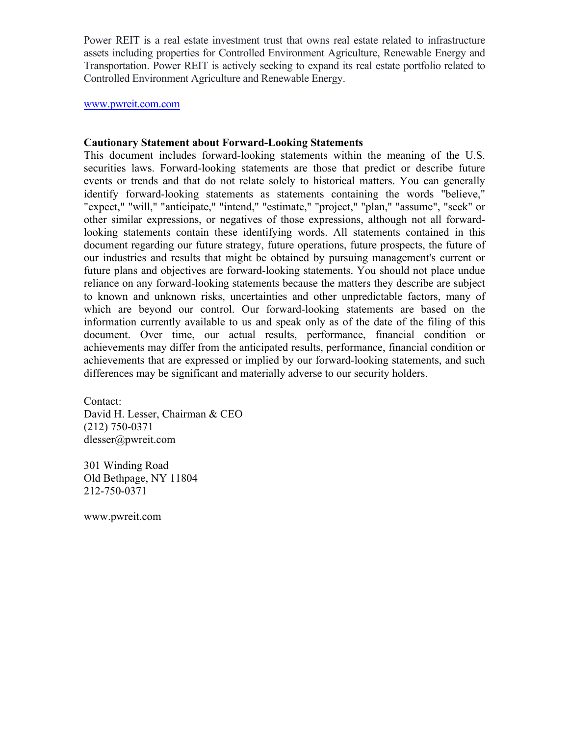Power REIT is a real estate investment trust that owns real estate related to infrastructure assets including properties for Controlled Environment Agriculture, Renewable Energy and Transportation. Power REIT is actively seeking to expand its real estate portfolio related to Controlled Environment Agriculture and Renewable Energy.

www.pwreit.com.com

**Cautionary Statement about Forward-Looking Statements**

This document includes forward-looking statements within the meaning of the U.S. securities laws. Forward-looking statements are those that predict or describe future events or trends and that do not relate solely to historical matters. You can generally identify forward-looking statements as statements containing the words "believe," "expect," "will," "anticipate," "intend," "estimate," "project," "plan," "assume", "seek" or other similar expressions, or negatives of those expressions, although not all forward-looking statements contain these identifying words. All statements contained in this document regarding our future strategy, future operations, future prospects, the future of our industries and results that might be obtained by pursuing management's current or future plans and objectives are forward-looking statements. You should not place undue reliance on any forward-looking statements because the matters they describe are subject to known and unknown risks, uncertainties and other unpredictable factors, many of which are beyond our control. Our forward-looking statements are based on the information currently available to us and speak only as of the date of the filing of this document. Over time, our actual results, performance, financial condition or achievements may differ from the anticipated results, performance, financial condition or achievements that are expressed or implied by our forward-looking statements, and such differences may be significant and materially adverse to our security holders.

Contact:
David H. Lesser, Chairman & CEO
(212) 750-0371
dlesser@pwreit.com

301 Winding Road
Old Bethpage, NY 11804
212-750-0371

www.pwreit.com